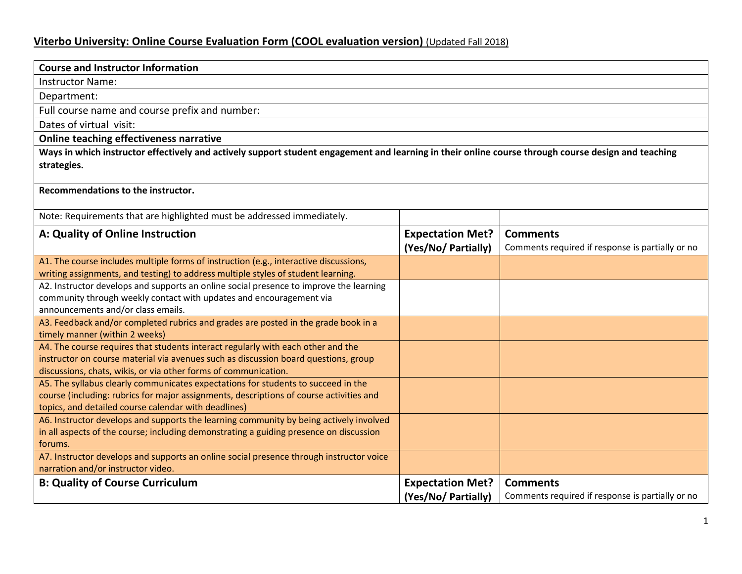**Viterbo University: Online Course Evaluation Form (COOL evaluation version)** (Updated Fall 2018)

| **Course and Instructor Information** | | |
|---|---|---|
| Instructor Name: | | |
| Department: | | |
| Full course name and course prefix and number: | | |
| Dates of virtual visit: | | |
| **Online teaching effectiveness narrative** | | |
| **Ways in which instructor effectively and actively support student engagement and learning in their online course through course design and teaching strategies.** | | |
| **Recommendations to the instructor.** | | |
| Note: Requirements that are highlighted must be addressed immediately. | | |
| **A: Quality of Online Instruction** | **Expectation Met? (Yes/No/ Partially)** | **Comments** Comments required if response is partially or no |
| A1. The course includes multiple forms of instruction (e.g., interactive discussions, writing assignments, and testing) to address multiple styles of student learning. | | |
| A2. Instructor develops and supports an online social presence to improve the learning community through weekly contact with updates and encouragement via announcements and/or class emails. | | |
| A3. Feedback and/or completed rubrics and grades are posted in the grade book in a timely manner (within 2 weeks) | | |
| A4. The course requires that students interact regularly with each other and the instructor on course material via avenues such as discussion board questions, group discussions, chats, wikis, or via other forms of communication. | | |
| A5. The syllabus clearly communicates expectations for students to succeed in the course (including: rubrics for major assignments, descriptions of course activities and topics, and detailed course calendar with deadlines) | | |
| A6. Instructor develops and supports the learning community by being actively involved in all aspects of the course; including demonstrating a guiding presence on discussion forums. | | |
| A7. Instructor develops and supports an online social presence through instructor voice narration and/or instructor video. | | |
| **B: Quality of Course Curriculum** | **Expectation Met? (Yes/No/ Partially)** | **Comments** Comments required if response is partially or no |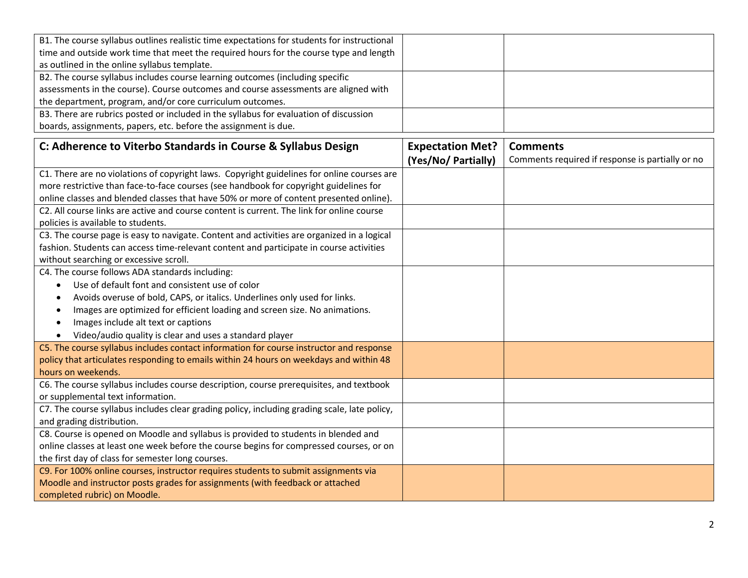| | | |
|---|---|---|
| B1. The course syllabus outlines realistic time expectations for students for instructional time and outside work time that meet the required hours for the course type and length as outlined in the online syllabus template. | | |
| B2. The course syllabus includes course learning outcomes (including specific assessments in the course). Course outcomes and course assessments are aligned with the department, program, and/or core curriculum outcomes. | | |
| B3. There are rubrics posted or included in the syllabus for evaluation of discussion boards, assignments, papers, etc. before the assignment is due. | | |

| **C: Adherence to Viterbo Standards in Course & Syllabus Design** | **Expectation Met? (Yes/No/ Partially)** | **Comments** Comments required if response is partially or no |
|---|---|---|
| C1. There are no violations of copyright laws. Copyright guidelines for online courses are more restrictive than face-to-face courses (see handbook for copyright guidelines for online classes and blended classes that have 50% or more of content presented online). | | |
| C2. All course links are active and course content is current. The link for online course policies is available to students. | | |
| C3. The course page is easy to navigate. Content and activities are organized in a logical fashion. Students can access time-relevant content and participate in course activities without searching or excessive scroll. | | |
| C4. The course follows ADA standards including: • Use of default font and consistent use of color • Avoids overuse of bold, CAPS, or italics. Underlines only used for links. • Images are optimized for efficient loading and screen size. No animations. • Images include alt text or captions • Video/audio quality is clear and uses a standard player | | |
| C5. The course syllabus includes contact information for course instructor and response policy that articulates responding to emails within 24 hours on weekdays and within 48 hours on weekends. | | |
| C6. The course syllabus includes course description, course prerequisites, and textbook or supplemental text information. | | |
| C7. The course syllabus includes clear grading policy, including grading scale, late policy, and grading distribution. | | |
| C8. Course is opened on Moodle and syllabus is provided to students in blended and online classes at least one week before the course begins for compressed courses, or on the first day of class for semester long courses. | | |
| C9. For 100% online courses, instructor requires students to submit assignments via Moodle and instructor posts grades for assignments (with feedback or attached completed rubric) on Moodle. | | |